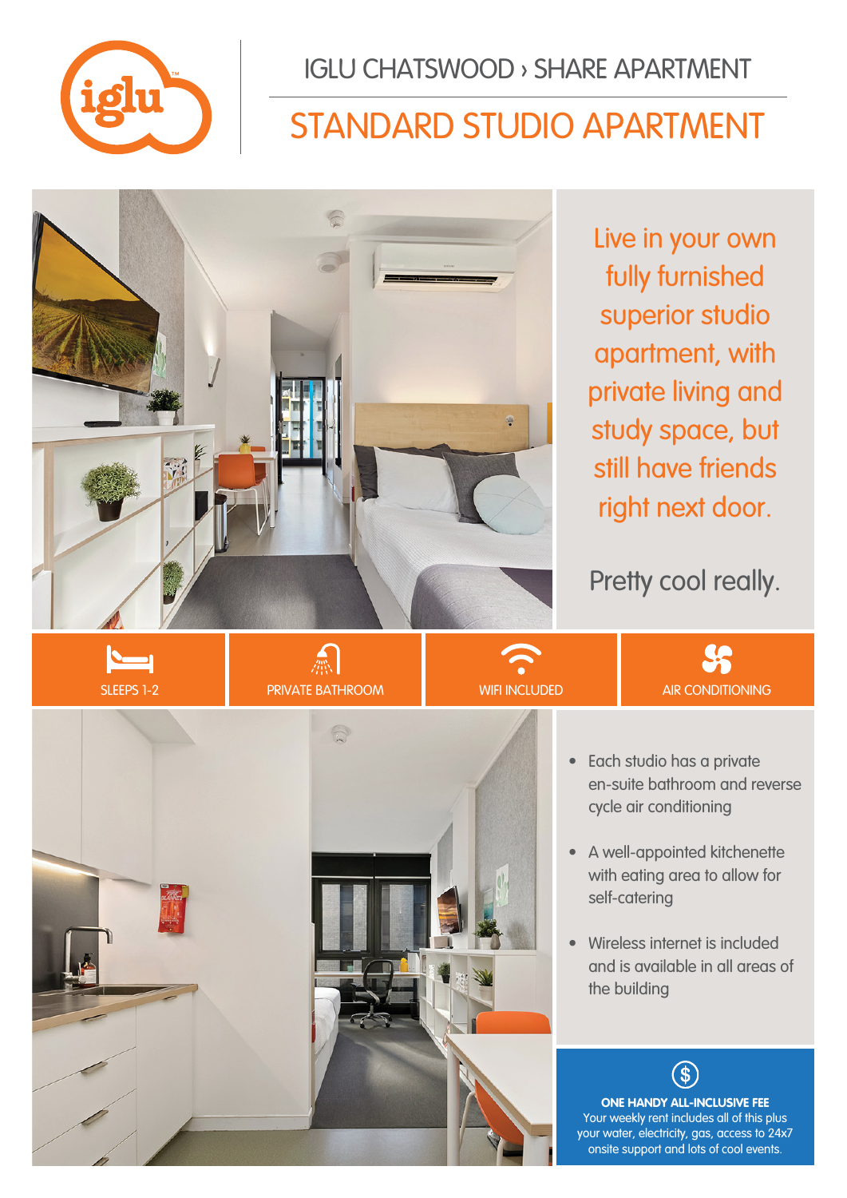IGLU CHATSWOOD › SHARE APARTMENT

# STANDARD STUDIO APARTMENT

Live in your own fully furnished superior studio apartment, with private living and study space, but still have friends right next door.

Pretty cool really.

SLEEPS 1-2

PRIVATE BATHROOM

WIFI INCLUDED

AIR CONDITIONING

- Each studio has a private en-suite bathroom and reverse cycle air conditioning
- A well-appointed kitchenette with eating area to allow for self-catering
- Wireless internet is included and is available in all areas of the building

**ONE HANDY ALL-INCLUSIVE FEE**

Your weekly rent includes all of this plus your water, electricity, gas, access to 24x7 onsite support and lots of cool events.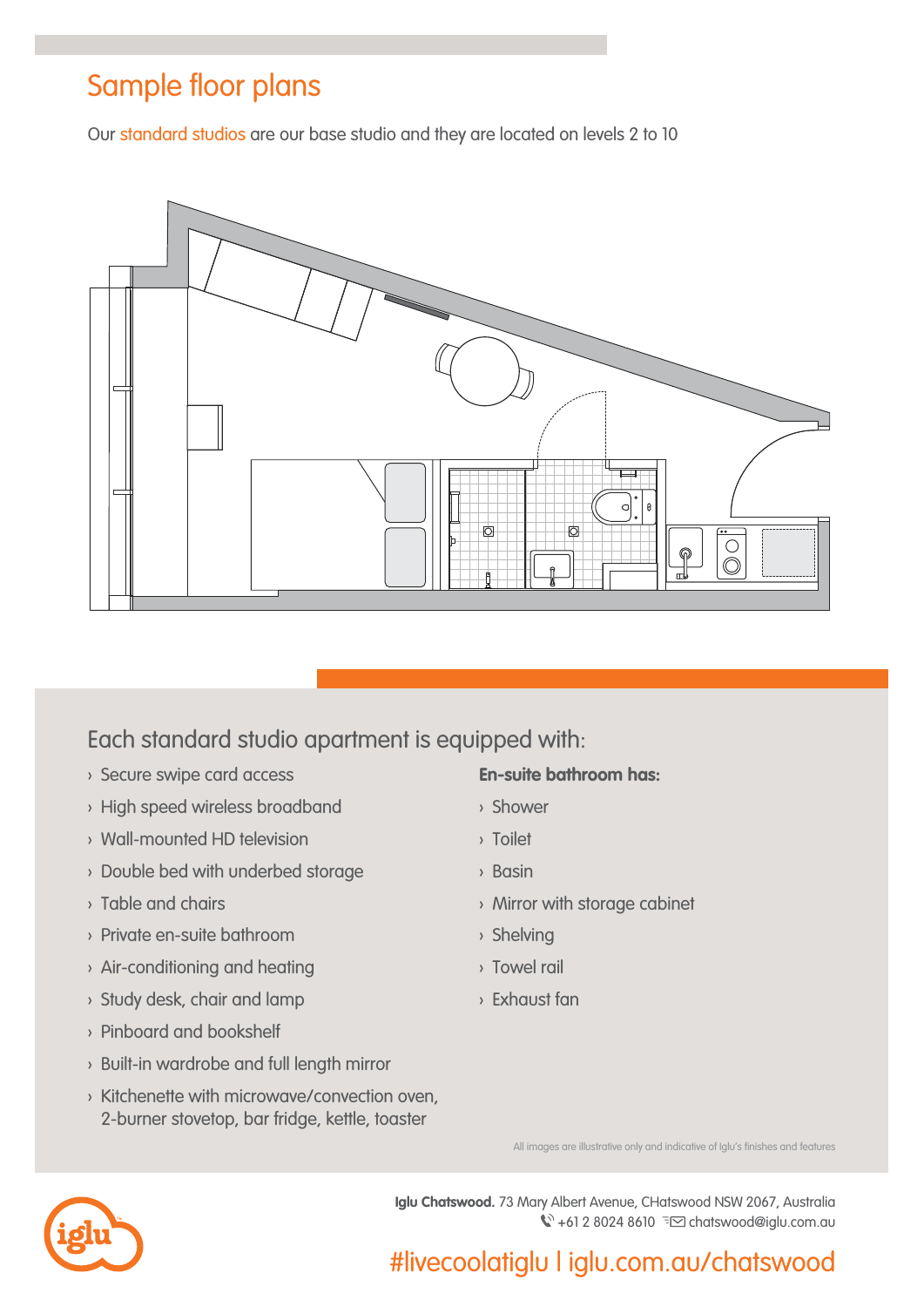# Sample floor plans

Our standard studios are our base studio and they are located on levels 2 to 10

## Each standard studio apartment is equipped with:

- Secure swipe card access
- High speed wireless broadband
- Wall-mounted HD television
- Double bed with underbed storage
- Table and chairs
- Private en-suite bathroom
- Air-conditioning and heating
- Study desk, chair and lamp
- Pinboard and bookshelf
- Built-in wardrobe and full length mirror
- Kitchenette with microwave/convection oven, 2-burner stovetop, bar fridge, kettle, toaster

**En-suite bathroom has:**

- Shower
- Toilet
- Basin
- Mirror with storage cabinet
- Shelving
- Towel rail
- Exhaust fan

All images are illustrative only and indicative of Iglu's finishes and features

**Iglu Chatswood.** 73 Mary Albert Avenue, CHatswood NSW 2067, Australia
+61 2 8024 8610 chatswood@iglu.com.au

#livecoolatiglu I iglu.com.au/chatswood